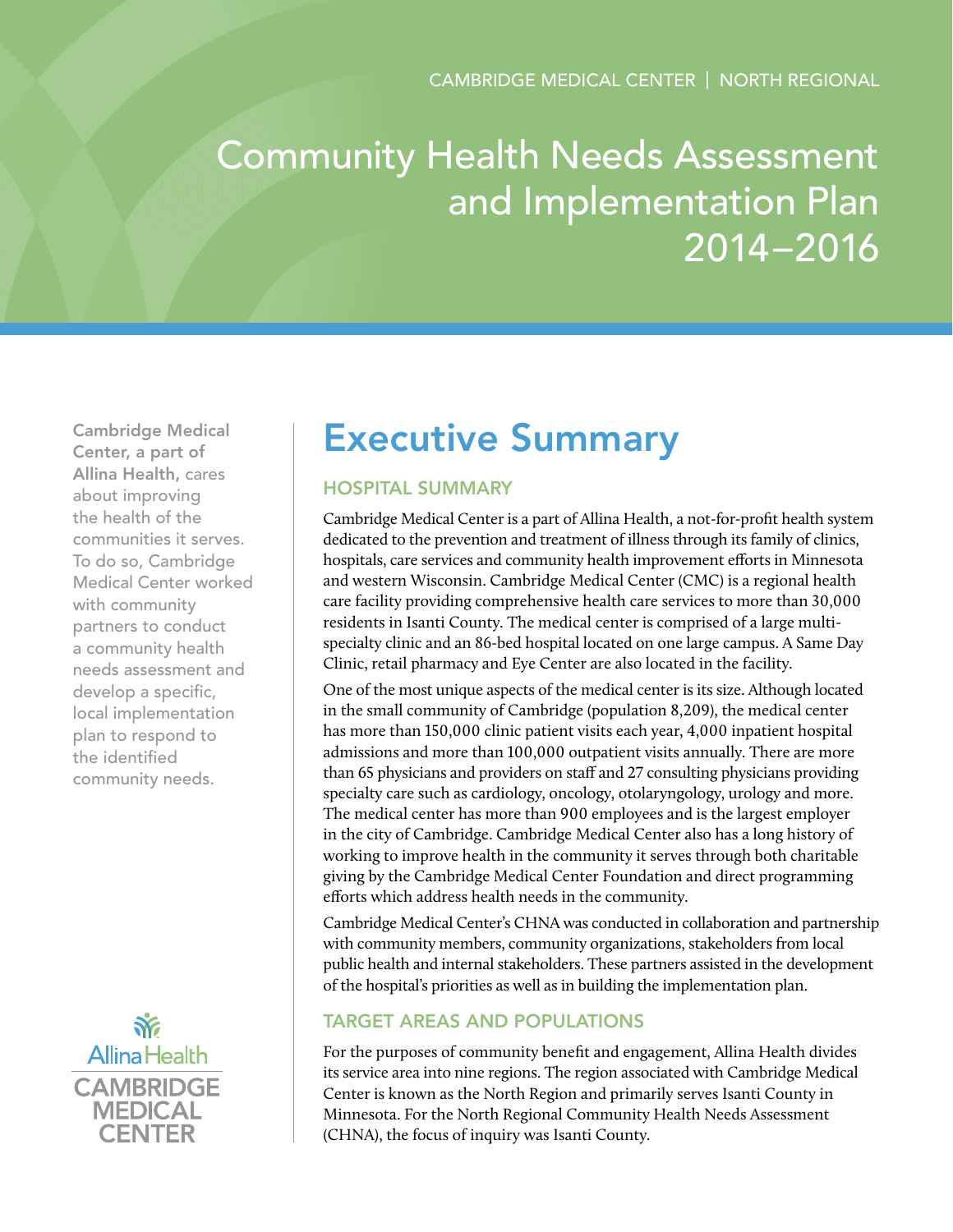CAMBRIDGE MEDICAL CENTER | NORTH REGIONAL

# Community Health Needs Assessment and Implementation Plan 2014–2016

**Cambridge Medical Center, a part of Allina Health,** cares about improving the health of the communities it serves. To do so, Cambridge Medical Center worked with community partners to conduct a community health needs assessment and develop a specific, local implementation plan to respond to the identified community needs.

Allina Health
CAMBRIDGE MEDICAL CENTER

## Executive Summary

### HOSPITAL SUMMARY

Cambridge Medical Center is a part of Allina Health, a not-for-profit health system dedicated to the prevention and treatment of illness through its family of clinics, hospitals, care services and community health improvement efforts in Minnesota and western Wisconsin. Cambridge Medical Center (CMC) is a regional health care facility providing comprehensive health care services to more than 30,000 residents in Isanti County. The medical center is comprised of a large multi-specialty clinic and an 86-bed hospital located on one large campus. A Same Day Clinic, retail pharmacy and Eye Center are also located in the facility.

One of the most unique aspects of the medical center is its size. Although located in the small community of Cambridge (population 8,209), the medical center has more than 150,000 clinic patient visits each year, 4,000 inpatient hospital admissions and more than 100,000 outpatient visits annually. There are more than 65 physicians and providers on staff and 27 consulting physicians providing specialty care such as cardiology, oncology, otolaryngology, urology and more. The medical center has more than 900 employees and is the largest employer in the city of Cambridge. Cambridge Medical Center also has a long history of working to improve health in the community it serves through both charitable giving by the Cambridge Medical Center Foundation and direct programming efforts which address health needs in the community.

Cambridge Medical Center's CHNA was conducted in collaboration and partnership with community members, community organizations, stakeholders from local public health and internal stakeholders. These partners assisted in the development of the hospital's priorities as well as in building the implementation plan.

### TARGET AREAS AND POPULATIONS

For the purposes of community benefit and engagement, Allina Health divides its service area into nine regions. The region associated with Cambridge Medical Center is known as the North Region and primarily serves Isanti County in Minnesota. For the North Regional Community Health Needs Assessment (CHNA), the focus of inquiry was Isanti County.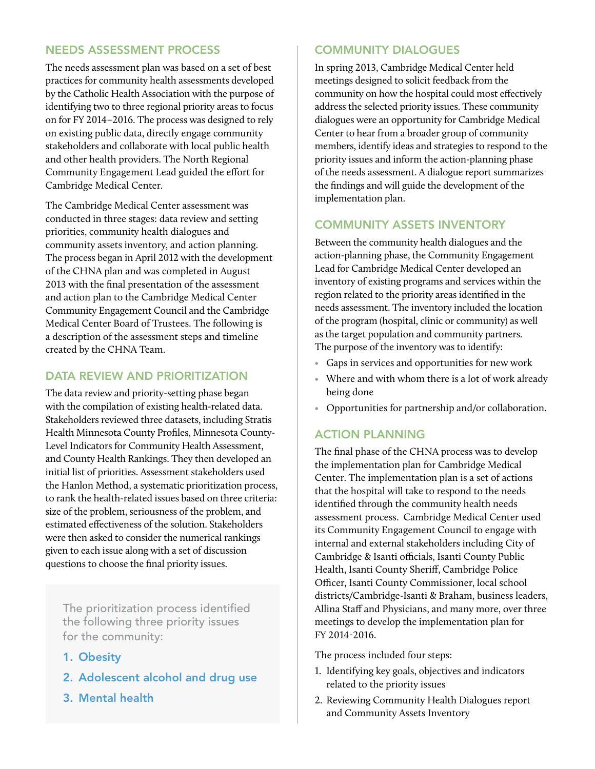## NEEDS ASSESSMENT PROCESS

The needs assessment plan was based on a set of best practices for community health assessments developed by the Catholic Health Association with the purpose of identifying two to three regional priority areas to focus on for FY 2014–2016. The process was designed to rely on existing public data, directly engage community stakeholders and collaborate with local public health and other health providers. The North Regional Community Engagement Lead guided the effort for Cambridge Medical Center.

The Cambridge Medical Center assessment was conducted in three stages: data review and setting priorities, community health dialogues and community assets inventory, and action planning. The process began in April 2012 with the development of the CHNA plan and was completed in August 2013 with the final presentation of the assessment and action plan to the Cambridge Medical Center Community Engagement Council and the Cambridge Medical Center Board of Trustees. The following is a description of the assessment steps and timeline created by the CHNA Team.

## DATA REVIEW AND PRIORITIZATION

The data review and priority-setting phase began with the compilation of existing health-related data. Stakeholders reviewed three datasets, including Stratis Health Minnesota County Profiles, Minnesota County-Level Indicators for Community Health Assessment, and County Health Rankings. They then developed an initial list of priorities. Assessment stakeholders used the Hanlon Method, a systematic prioritization process, to rank the health-related issues based on three criteria: size of the problem, seriousness of the problem, and estimated effectiveness of the solution. Stakeholders were then asked to consider the numerical rankings given to each issue along with a set of discussion questions to choose the final priority issues.

The prioritization process identified the following three priority issues for the community:

1. **Obesity**
2. **Adolescent alcohol and drug use**
3. **Mental health**

## COMMUNITY DIALOGUES

In spring 2013, Cambridge Medical Center held meetings designed to solicit feedback from the community on how the hospital could most effectively address the selected priority issues. These community dialogues were an opportunity for Cambridge Medical Center to hear from a broader group of community members, identify ideas and strategies to respond to the priority issues and inform the action-planning phase of the needs assessment. A dialogue report summarizes the findings and will guide the development of the implementation plan.

## COMMUNITY ASSETS INVENTORY

Between the community health dialogues and the action-planning phase, the Community Engagement Lead for Cambridge Medical Center developed an inventory of existing programs and services within the region related to the priority areas identified in the needs assessment. The inventory included the location of the program (hospital, clinic or community) as well as the target population and community partners. The purpose of the inventory was to identify:

- Gaps in services and opportunities for new work
- Where and with whom there is a lot of work already being done
- Opportunities for partnership and/or collaboration.

## ACTION PLANNING

The final phase of the CHNA process was to develop the implementation plan for Cambridge Medical Center. The implementation plan is a set of actions that the hospital will take to respond to the needs identified through the community health needs assessment process. Cambridge Medical Center used its Community Engagement Council to engage with internal and external stakeholders including City of Cambridge & Isanti officials, Isanti County Public Health, Isanti County Sheriff, Cambridge Police Officer, Isanti County Commissioner, local school districts/Cambridge-Isanti & Braham, business leaders, Allina Staff and Physicians, and many more, over three meetings to develop the implementation plan for FY 2014-2016.

The process included four steps:

1. Identifying key goals, objectives and indicators related to the priority issues
2. Reviewing Community Health Dialogues report and Community Assets Inventory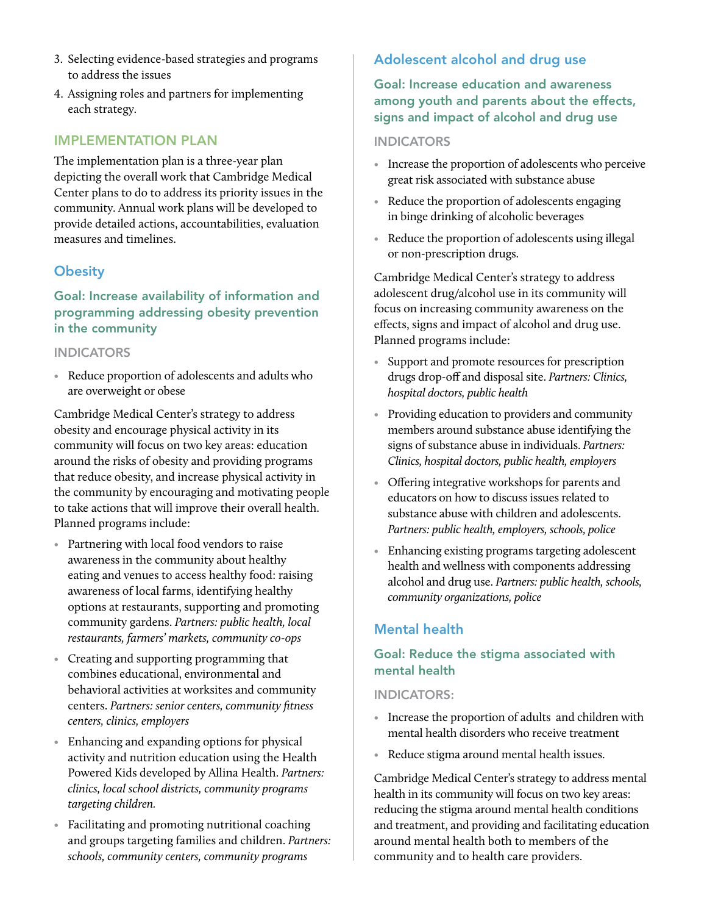3. Selecting evidence-based strategies and programs to address the issues
4. Assigning roles and partners for implementing each strategy.

## IMPLEMENTATION PLAN

The implementation plan is a three-year plan depicting the overall work that Cambridge Medical Center plans to do to address its priority issues in the community. Annual work plans will be developed to provide detailed actions, accountabilities, evaluation measures and timelines.

### Obesity

#### Goal: Increase availability of information and programming addressing obesity prevention in the community

**INDICATORS**

- Reduce proportion of adolescents and adults who are overweight or obese

Cambridge Medical Center's strategy to address obesity and encourage physical activity in its community will focus on two key areas: education around the risks of obesity and providing programs that reduce obesity, and increase physical activity in the community by encouraging and motivating people to take actions that will improve their overall health. Planned programs include:

- Partnering with local food vendors to raise awareness in the community about healthy eating and venues to access healthy food: raising awareness of local farms, identifying healthy options at restaurants, supporting and promoting community gardens. *Partners: public health, local restaurants, farmers' markets, community co-ops*
- Creating and supporting programming that combines educational, environmental and behavioral activities at worksites and community centers. *Partners: senior centers, community fitness centers, clinics, employers*
- Enhancing and expanding options for physical activity and nutrition education using the Health Powered Kids developed by Allina Health. *Partners: clinics, local school districts, community programs targeting children.*
- Facilitating and promoting nutritional coaching and groups targeting families and children. *Partners: schools, community centers, community programs*

### Adolescent alcohol and drug use

#### Goal: Increase education and awareness among youth and parents about the effects, signs and impact of alcohol and drug use

**INDICATORS**

- Increase the proportion of adolescents who perceive great risk associated with substance abuse
- Reduce the proportion of adolescents engaging in binge drinking of alcoholic beverages
- Reduce the proportion of adolescents using illegal or non-prescription drugs.

Cambridge Medical Center's strategy to address adolescent drug/alcohol use in its community will focus on increasing community awareness on the effects, signs and impact of alcohol and drug use. Planned programs include:

- Support and promote resources for prescription drugs drop-off and disposal site. *Partners: Clinics, hospital doctors, public health*
- Providing education to providers and community members around substance abuse identifying the signs of substance abuse in individuals. *Partners: Clinics, hospital doctors, public health, employers*
- Offering integrative workshops for parents and educators on how to discuss issues related to substance abuse with children and adolescents. *Partners: public health, employers, schools, police*
- Enhancing existing programs targeting adolescent health and wellness with components addressing alcohol and drug use. *Partners: public health, schools, community organizations, police*

### Mental health

#### Goal: Reduce the stigma associated with mental health

**INDICATORS:**

- Increase the proportion of adults and children with mental health disorders who receive treatment
- Reduce stigma around mental health issues.

Cambridge Medical Center's strategy to address mental health in its community will focus on two key areas: reducing the stigma around mental health conditions and treatment, and providing and facilitating education around mental health both to members of the community and to health care providers.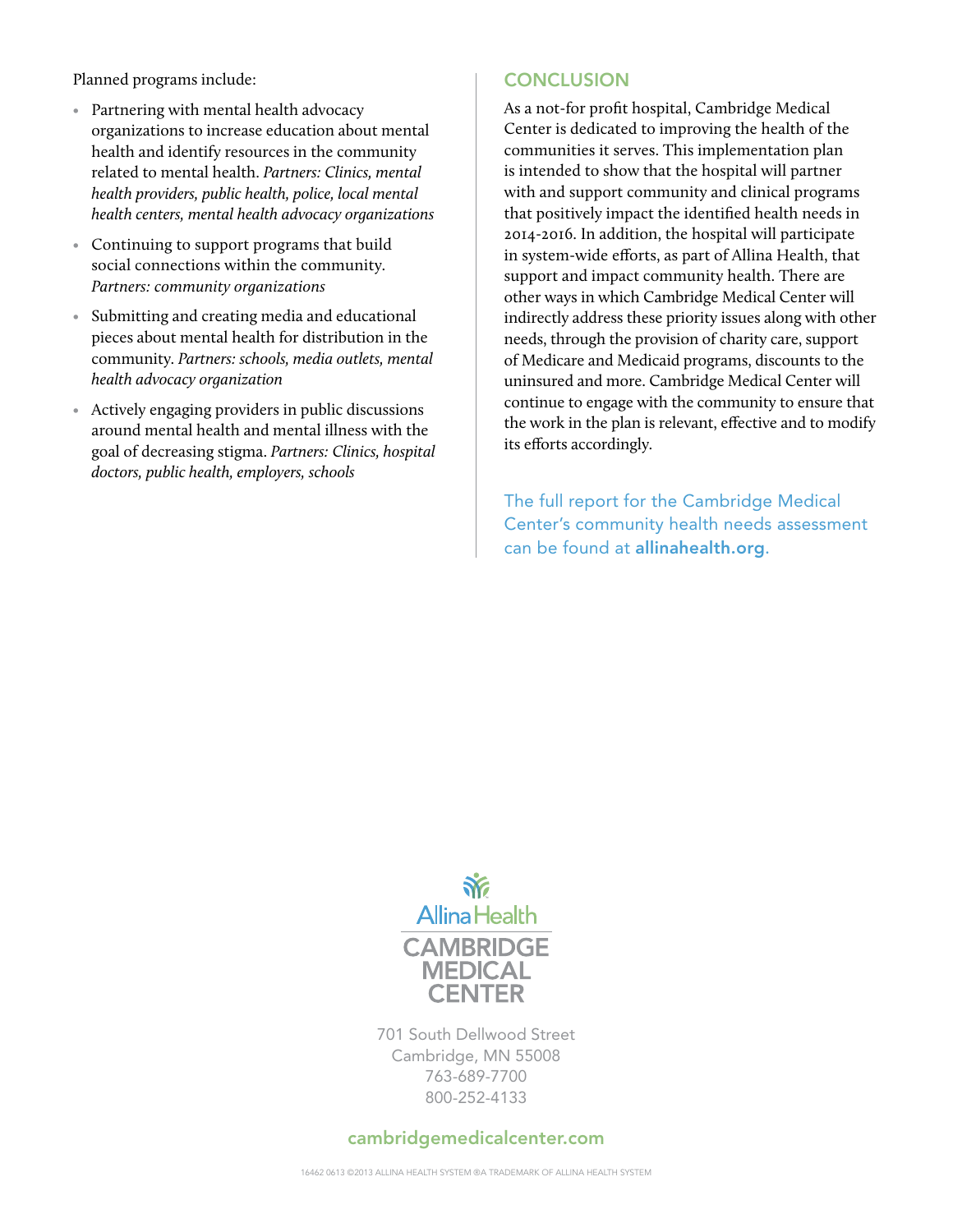Planned programs include:

- Partnering with mental health advocacy organizations to increase education about mental health and identify resources in the community related to mental health. *Partners: Clinics, mental health providers, public health, police, local mental health centers, mental health advocacy organizations*
- Continuing to support programs that build social connections within the community. *Partners: community organizations*
- Submitting and creating media and educational pieces about mental health for distribution in the community. *Partners: schools, media outlets, mental health advocacy organization*
- Actively engaging providers in public discussions around mental health and mental illness with the goal of decreasing stigma. *Partners: Clinics, hospital doctors, public health, employers, schools*

## CONCLUSION

As a not-for profit hospital, Cambridge Medical Center is dedicated to improving the health of the communities it serves. This implementation plan is intended to show that the hospital will partner with and support community and clinical programs that positively impact the identified health needs in 2014-2016. In addition, the hospital will participate in system-wide efforts, as part of Allina Health, that support and impact community health. There are other ways in which Cambridge Medical Center will indirectly address these priority issues along with other needs, through the provision of charity care, support of Medicare and Medicaid programs, discounts to the uninsured and more. Cambridge Medical Center will continue to engage with the community to ensure that the work in the plan is relevant, effective and to modify its efforts accordingly.

The full report for the Cambridge Medical Center's community health needs assessment can be found at **allinahealth.org**.

Allina Health

CAMBRIDGE MEDICAL CENTER

701 South Dellwood Street
Cambridge, MN 55008
763-689-7700
800-252-4133

**cambridgemedicalcenter.com**

16462 0613 ©2013 ALLINA HEALTH SYSTEM ®A TRADEMARK OF ALLINA HEALTH SYSTEM